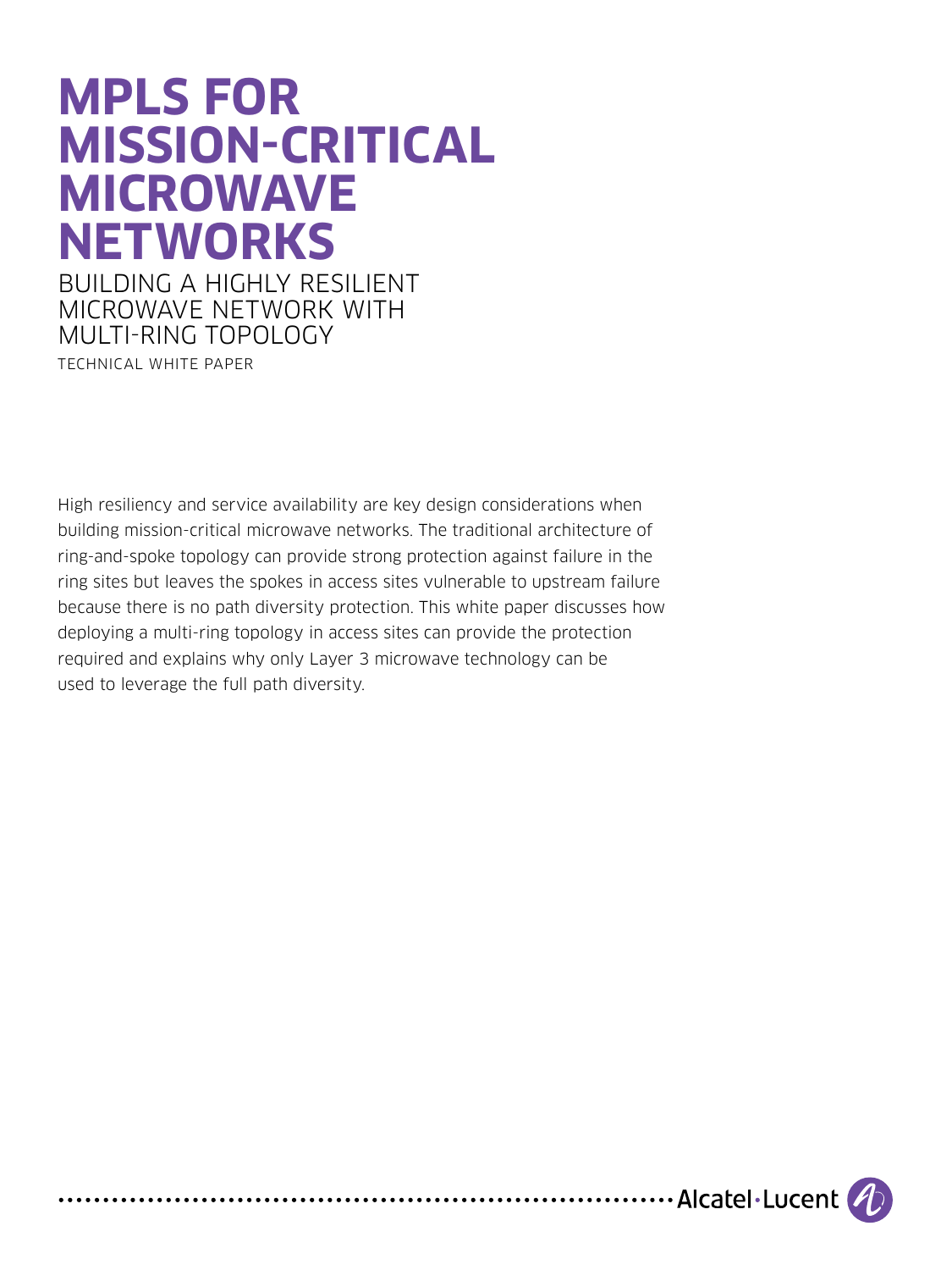# MPLS FOR MISSION-CRITICAL MICROWAVE NETWORKS

## BUILDING A HIGHLY RESILIENT MICROWAVE NETWORK WITH MULTI-RING TOPOLOGY

TECHNICAL WHITE PAPER

High resiliency and service availability are key design considerations when building mission-critical microwave networks. The traditional architecture of ring-and-spoke topology can provide strong protection against failure in the ring sites but leaves the spokes in access sites vulnerable to upstream failure because there is no path diversity protection. This white paper discusses how deploying a multi-ring topology in access sites can provide the protection required and explains why only Layer 3 microwave technology can be used to leverage the full path diversity.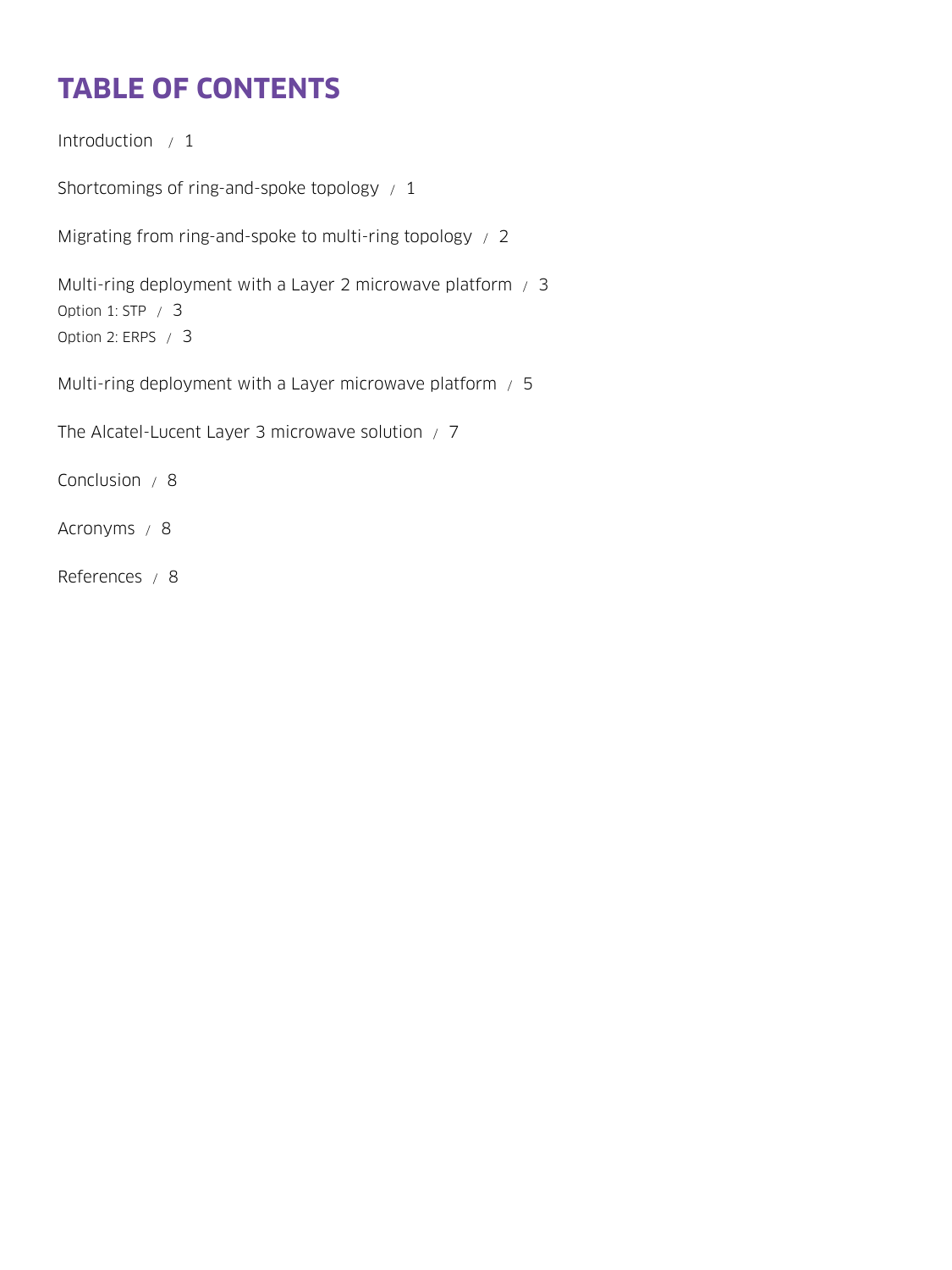# TABLE OF CONTENTS

Introduction / 1

Shortcomings of ring-and-spoke topology / 1

Migrating from ring-and-spoke to multi-ring topology / 2

Multi-ring deployment with a Layer 2 microwave platform / 3

Option 1: STP / 3

Option 2: ERPS / 3

Multi-ring deployment with a Layer microwave platform / 5

The Alcatel-Lucent Layer 3 microwave solution / 7

Conclusion / 8

Acronyms / 8

References / 8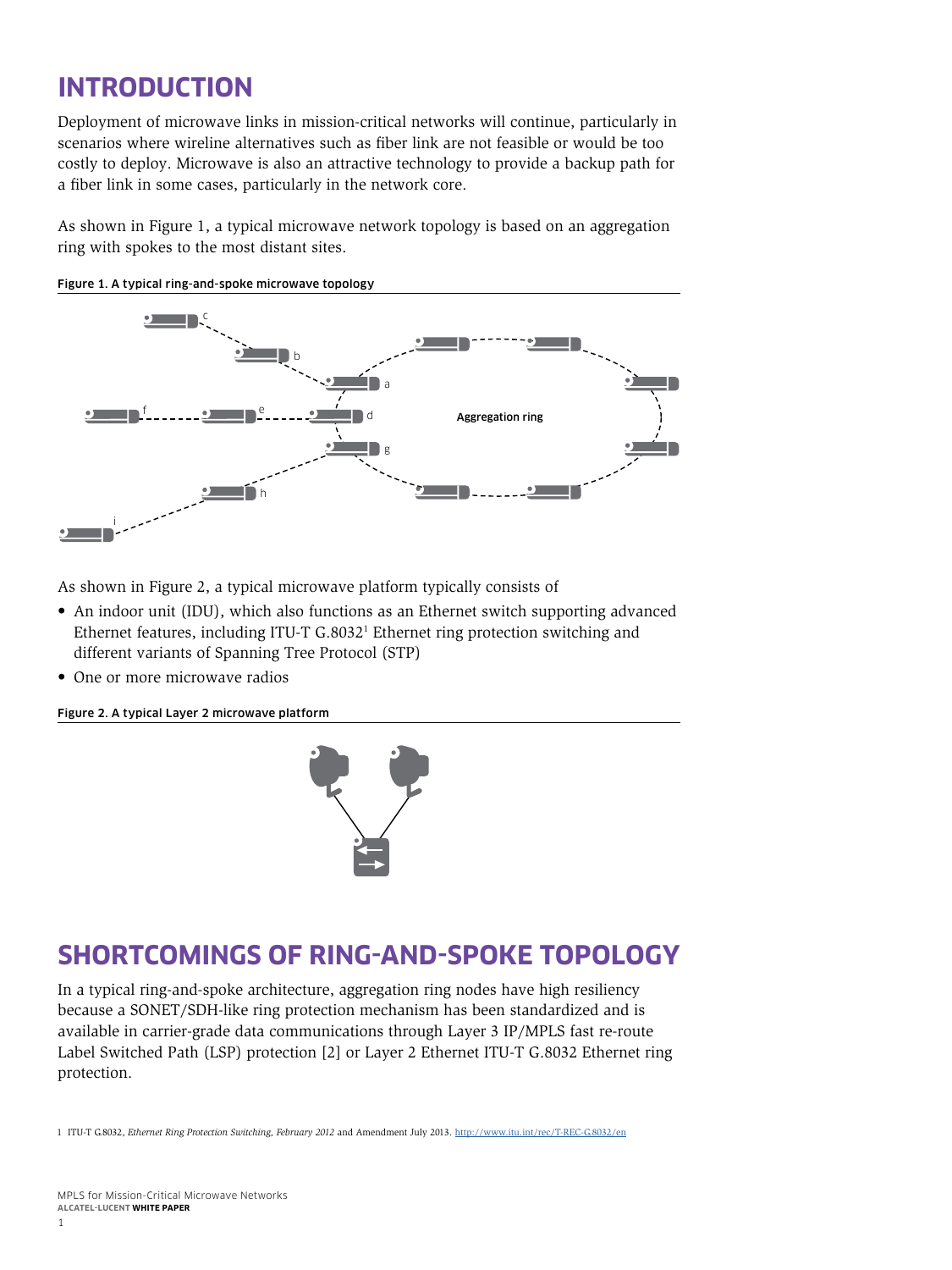# INTRODUCTION

Deployment of microwave links in mission-critical networks will continue, particularly in scenarios where wireline alternatives such as fiber link are not feasible or would be too costly to deploy. Microwave is also an attractive technology to provide a backup path for a fiber link in some cases, particularly in the network core.

As shown in Figure 1, a typical microwave network topology is based on an aggregation ring with spokes to the most distant sites.

**Figure 1. A typical ring-and-spoke microwave topology**

As shown in Figure 2, a typical microwave platform typically consists of

- An indoor unit (IDU), which also functions as an Ethernet switch supporting advanced Ethernet features, including ITU-T G.8032[1] Ethernet ring protection switching and different variants of Spanning Tree Protocol (STP)
- One or more microwave radios

**Figure 2. A typical Layer 2 microwave platform**

# SHORTCOMINGS OF RING-AND-SPOKE TOPOLOGY

In a typical ring-and-spoke architecture, aggregation ring nodes have high resiliency because a SONET/SDH-like ring protection mechanism has been standardized and is available in carrier-grade data communications through Layer 3 IP/MPLS fast re-route Label Switched Path (LSP) protection [2] or Layer 2 Ethernet ITU-T G.8032 Ethernet ring protection.

1 ITU-T G.8032, *Ethernet Ring Protection Switching, February 2012* and Amendment July 2013. http://www.itu.int/rec/T-REC-G.8032/en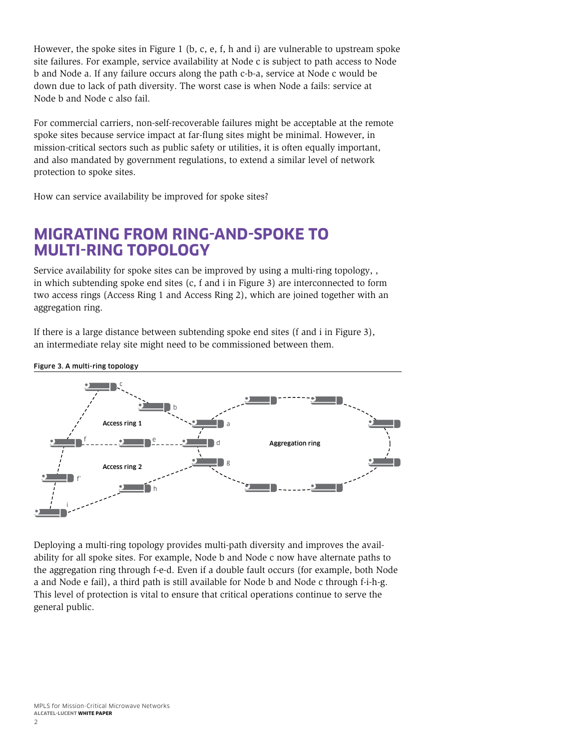However, the spoke sites in Figure 1 (b, c, e, f, h and i) are vulnerable to upstream spoke site failures. For example, service availability at Node c is subject to path access to Node b and Node a. If any failure occurs along the path c-b-a, service at Node c would be down due to lack of path diversity. The worst case is when Node a fails: service at Node b and Node c also fail.

For commercial carriers, non-self-recoverable failures might be acceptable at the remote spoke sites because service impact at far-flung sites might be minimal. However, in mission-critical sectors such as public safety or utilities, it is often equally important, and also mandated by government regulations, to extend a similar level of network protection to spoke sites.

How can service availability be improved for spoke sites?

## MIGRATING FROM RING-AND-SPOKE TO MULTI-RING TOPOLOGY

Service availability for spoke sites can be improved by using a multi-ring topology, , in which subtending spoke end sites (c, f and i in Figure 3) are interconnected to form two access rings (Access Ring 1 and Access Ring 2), which are joined together with an aggregation ring.

If there is a large distance between subtending spoke end sites (f and i in Figure 3), an intermediate relay site might need to be commissioned between them.

**Figure 3. A multi-ring topology**

Deploying a multi-ring topology provides multi-path diversity and improves the availability for all spoke sites. For example, Node b and Node c now have alternate paths to the aggregation ring through f-e-d. Even if a double fault occurs (for example, both Node a and Node e fail), a third path is still available for Node b and Node c through f-i-h-g. This level of protection is vital to ensure that critical operations continue to serve the general public.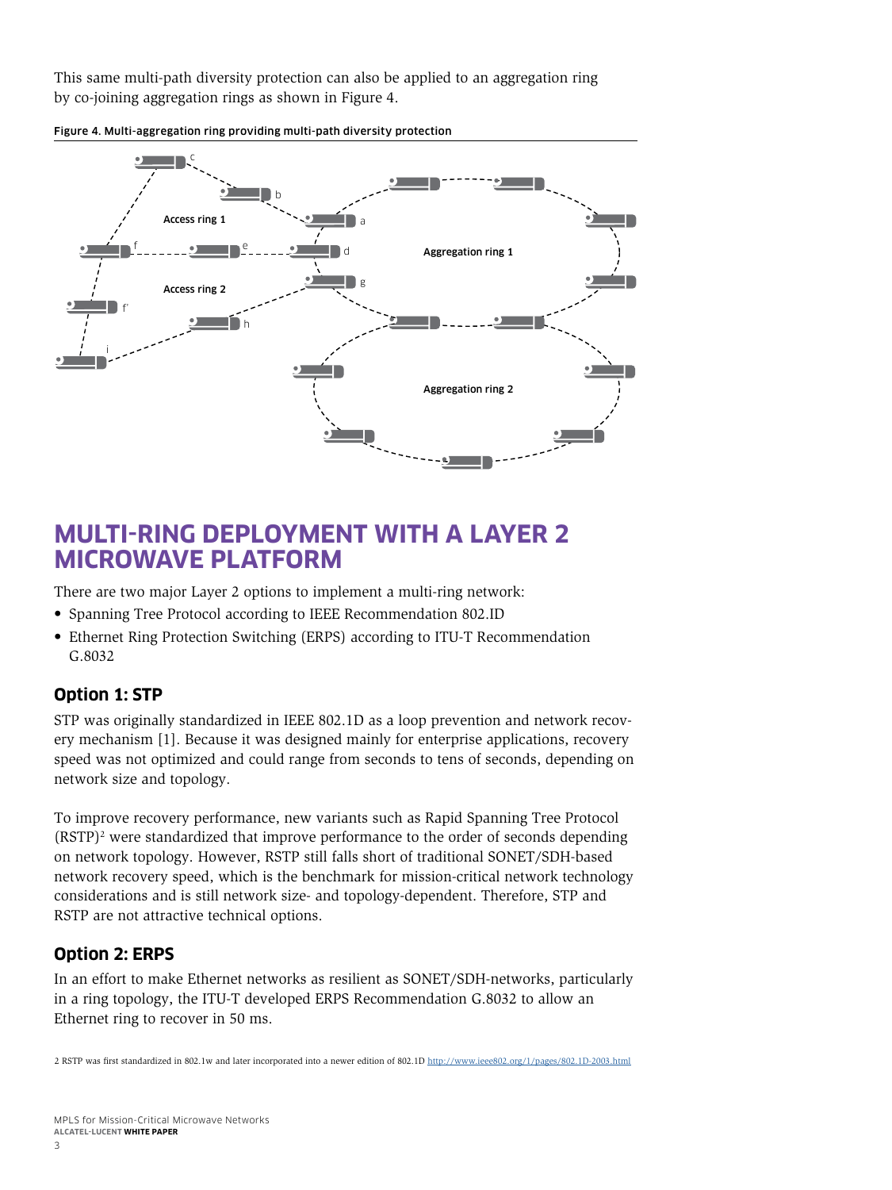This same multi-path diversity protection can also be applied to an aggregation ring by co-joining aggregation rings as shown in Figure 4.

**Figure 4. Multi-aggregation ring providing multi-path diversity protection**

## MULTI-RING DEPLOYMENT WITH A LAYER 2 MICROWAVE PLATFORM

There are two major Layer 2 options to implement a multi-ring network:

- Spanning Tree Protocol according to IEEE Recommendation 802.ID
- Ethernet Ring Protection Switching (ERPS) according to ITU-T Recommendation G.8032

### Option 1: STP

STP was originally standardized in IEEE 802.1D as a loop prevention and network recovery mechanism [1]. Because it was designed mainly for enterprise applications, recovery speed was not optimized and could range from seconds to tens of seconds, depending on network size and topology.

To improve recovery performance, new variants such as Rapid Spanning Tree Protocol (RSTP)[2] were standardized that improve performance to the order of seconds depending on network topology. However, RSTP still falls short of traditional SONET/SDH-based network recovery speed, which is the benchmark for mission-critical network technology considerations and is still network size- and topology-dependent. Therefore, STP and RSTP are not attractive technical options.

### Option 2: ERPS

In an effort to make Ethernet networks as resilient as SONET/SDH-networks, particularly in a ring topology, the ITU-T developed ERPS Recommendation G.8032 to allow an Ethernet ring to recover in 50 ms.

2 RSTP was first standardized in 802.1w and later incorporated into a newer edition of 802.1D http://www.ieee802.org/1/pages/802.1D-2003.html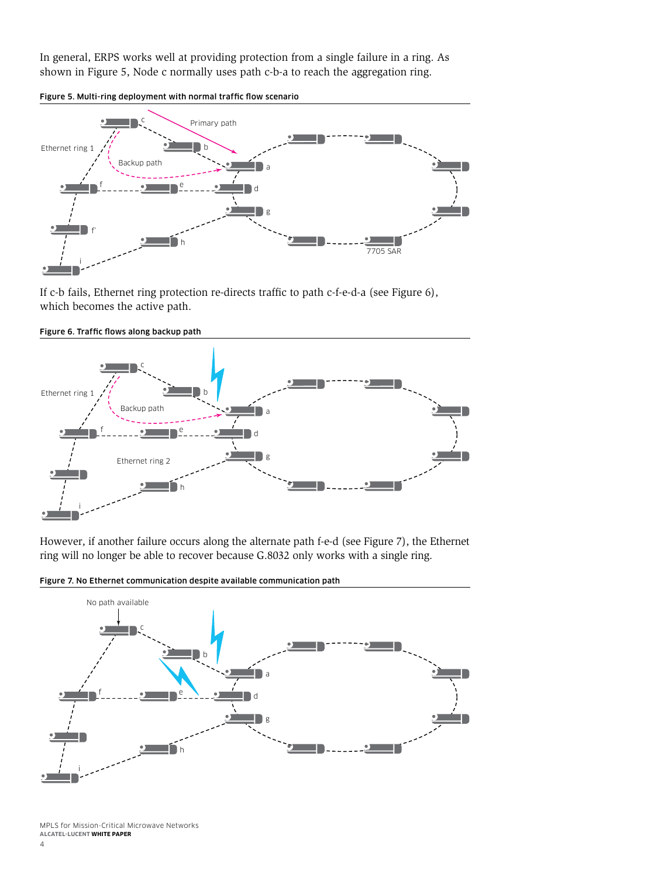In general, ERPS works well at providing protection from a single failure in a ring. As shown in Figure 5, Node c normally uses path c-b-a to reach the aggregation ring.

**Figure 5. Multi-ring deployment with normal traffic flow scenario**

If c-b fails, Ethernet ring protection re-directs traffic to path c-f-e-d-a (see Figure 6), which becomes the active path.

**Figure 6. Traffic flows along backup path**

However, if another failure occurs along the alternate path f-e-d (see Figure 7), the Ethernet ring will no longer be able to recover because G.8032 only works with a single ring.

**Figure 7. No Ethernet communication despite available communication path**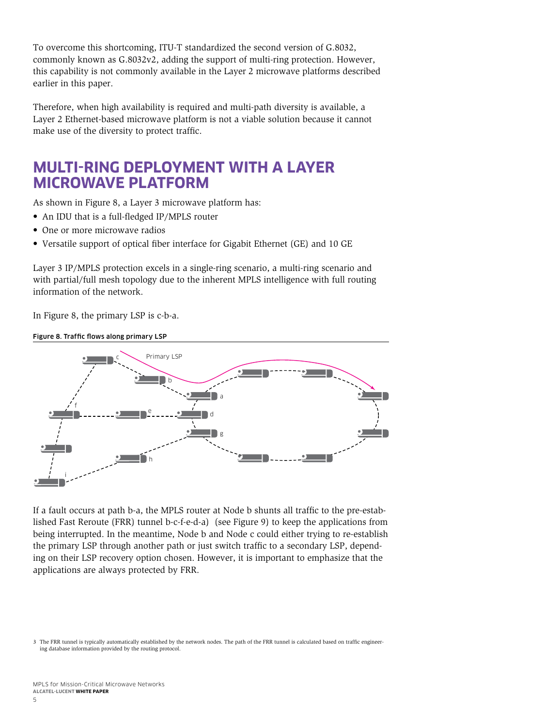To overcome this shortcoming, ITU-T standardized the second version of G.8032, commonly known as G.8032v2, adding the support of multi-ring protection. However, this capability is not commonly available in the Layer 2 microwave platforms described earlier in this paper.

Therefore, when high availability is required and multi-path diversity is available, a Layer 2 Ethernet-based microwave platform is not a viable solution because it cannot make use of the diversity to protect traffic.

## MULTI-RING DEPLOYMENT WITH A LAYER MICROWAVE PLATFORM

As shown in Figure 8, a Layer 3 microwave platform has:

- An IDU that is a full-fledged IP/MPLS router
- One or more microwave radios
- Versatile support of optical fiber interface for Gigabit Ethernet (GE) and 10 GE

Layer 3 IP/MPLS protection excels in a single-ring scenario, a multi-ring scenario and with partial/full mesh topology due to the inherent MPLS intelligence with full routing information of the network.

In Figure 8, the primary LSP is c-b-a.

**Figure 8. Traffic flows along primary LSP**

If a fault occurs at path b-a, the MPLS router at Node b shunts all traffic to the pre-established Fast Reroute (FRR) tunnel b-c-f-e-d-a) (see Figure 9) to keep the applications from being interrupted. In the meantime, Node b and Node c could either trying to re-establish the primary LSP through another path or just switch traffic to a secondary LSP, depending on their LSP recovery option chosen. However, it is important to emphasize that the applications are always protected by FRR.

3 The FRR tunnel is typically automatically established by the network nodes. The path of the FRR tunnel is calculated based on traffic engineering database information provided by the routing protocol.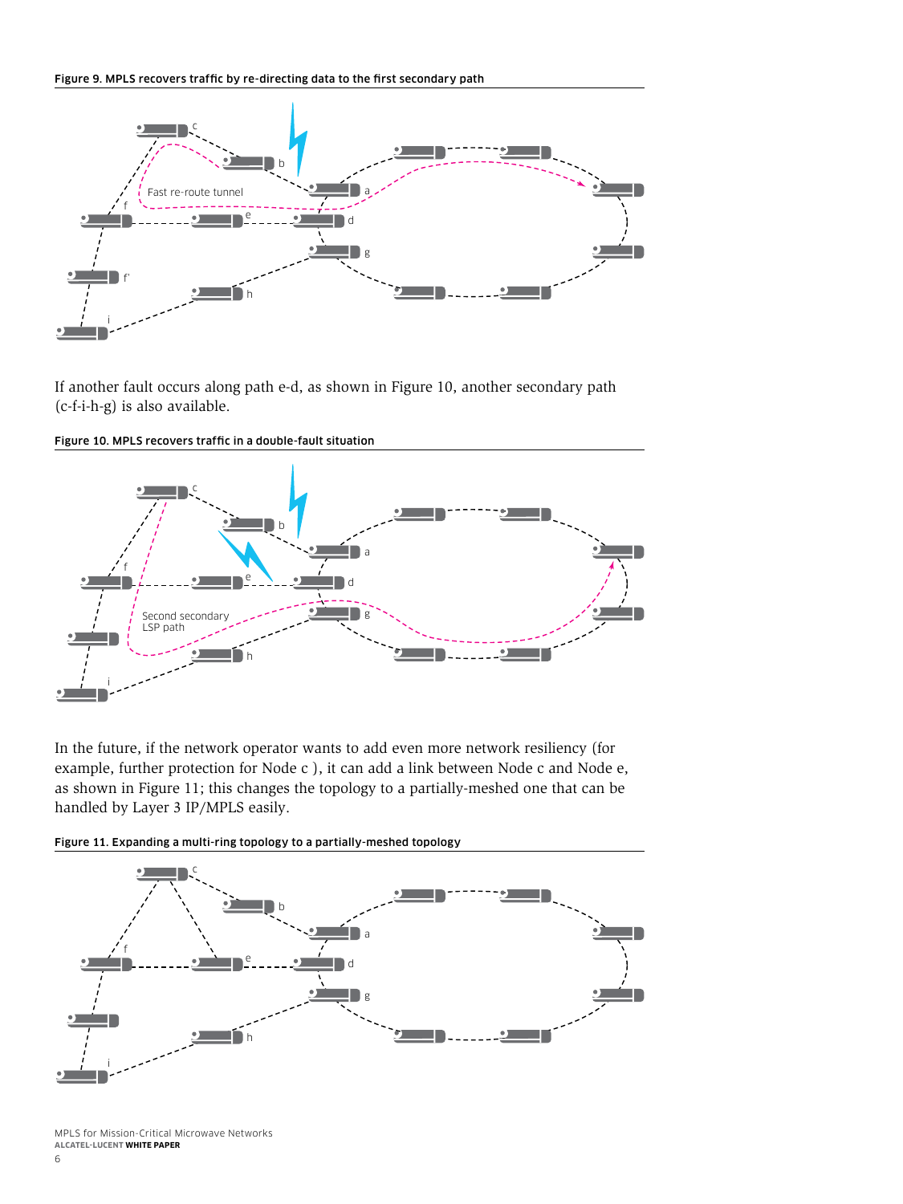**Figure 9. MPLS recovers traffic by re-directing data to the first secondary path**

If another fault occurs along path e-d, as shown in Figure 10, another secondary path (c-f-i-h-g) is also available.

**Figure 10. MPLS recovers traffic in a double-fault situation**

In the future, if the network operator wants to add even more network resiliency (for example, further protection for Node c ), it can add a link between Node c and Node e, as shown in Figure 11; this changes the topology to a partially-meshed one that can be handled by Layer 3 IP/MPLS easily.

**Figure 11. Expanding a multi-ring topology to a partially-meshed topology**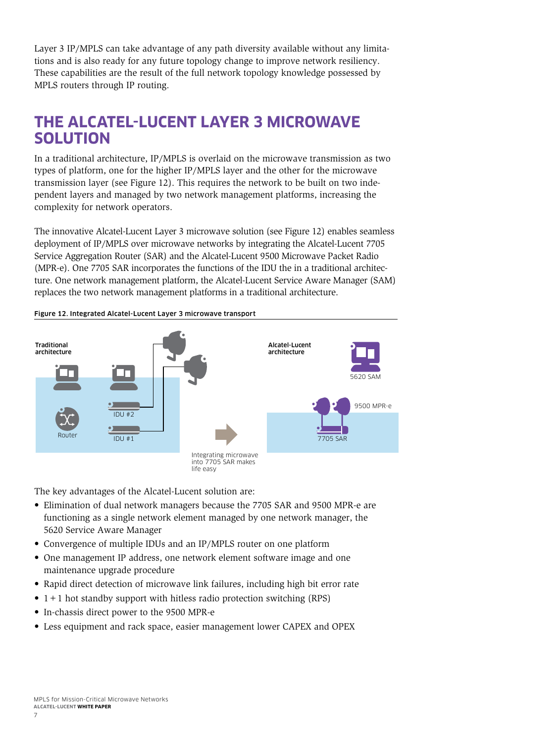Layer 3 IP/MPLS can take advantage of any path diversity available without any limitations and is also ready for any future topology change to improve network resiliency. These capabilities are the result of the full network topology knowledge possessed by MPLS routers through IP routing.

## THE ALCATEL-LUCENT LAYER 3 MICROWAVE SOLUTION

In a traditional architecture, IP/MPLS is overlaid on the microwave transmission as two types of platform, one for the higher IP/MPLS layer and the other for the microwave transmission layer (see Figure 12). This requires the network to be built on two independent layers and managed by two network management platforms, increasing the complexity for network operators.

The innovative Alcatel-Lucent Layer 3 microwave solution (see Figure 12) enables seamless deployment of IP/MPLS over microwave networks by integrating the Alcatel-Lucent 7705 Service Aggregation Router (SAR) and the Alcatel-Lucent 9500 Microwave Packet Radio (MPR-e). One 7705 SAR incorporates the functions of the IDU the in a traditional architecture. One network management platform, the Alcatel-Lucent Service Aware Manager (SAM) replaces the two network management platforms in a traditional architecture.

**Figure 12. Integrated Alcatel-Lucent Layer 3 microwave transport**

Traditional architecture

Router

IDU #2

IDU #1

Integrating microwave into 7705 SAR makes life easy

Alcatel-Lucent architecture

5620 SAM

9500 MPR-e

7705 SAR

The key advantages of the Alcatel-Lucent solution are:

- Elimination of dual network managers because the 7705 SAR and 9500 MPR-e are functioning as a single network element managed by one network manager, the 5620 Service Aware Manager
- Convergence of multiple IDUs and an IP/MPLS router on one platform
- One management IP address, one network element software image and one maintenance upgrade procedure
- Rapid direct detection of microwave link failures, including high bit error rate
- 1 + 1 hot standby support with hitless radio protection switching (RPS)
- In-chassis direct power to the 9500 MPR-e
- Less equipment and rack space, easier management lower CAPEX and OPEX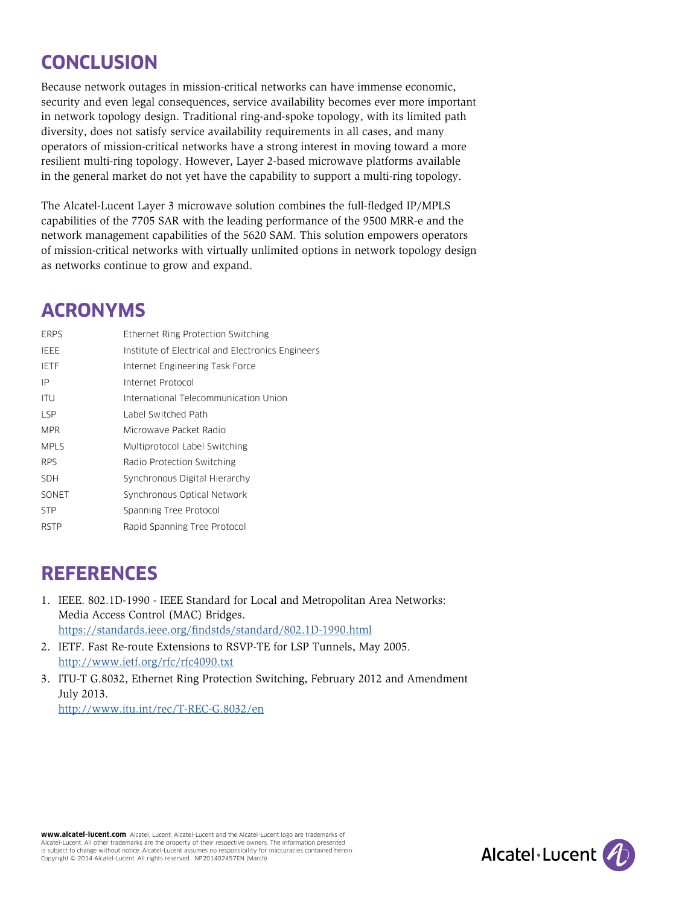## CONCLUSION

Because network outages in mission-critical networks can have immense economic, security and even legal consequences, service availability becomes ever more important in network topology design. Traditional ring-and-spoke topology, with its limited path diversity, does not satisfy service availability requirements in all cases, and many operators of mission-critical networks have a strong interest in moving toward a more resilient multi-ring topology. However, Layer 2-based microwave platforms available in the general market do not yet have the capability to support a multi-ring topology.

The Alcatel-Lucent Layer 3 microwave solution combines the full-fledged IP/MPLS capabilities of the 7705 SAR with the leading performance of the 9500 MRR-e and the network management capabilities of the 5620 SAM. This solution empowers operators of mission-critical networks with virtually unlimited options in network topology design as networks continue to grow and expand.

## ACRONYMS

| | |
|---|---|
| ERPS | Ethernet Ring Protection Switching |
| IEEE | Institute of Electrical and Electronics Engineers |
| IETF | Internet Engineering Task Force |
| IP | Internet Protocol |
| ITU | International Telecommunication Union |
| LSP | Label Switched Path |
| MPR | Microwave Packet Radio |
| MPLS | Multiprotocol Label Switching |
| RPS | Radio Protection Switching |
| SDH | Synchronous Digital Hierarchy |
| SONET | Synchronous Optical Network |
| STP | Spanning Tree Protocol |
| RSTP | Rapid Spanning Tree Protocol |

## REFERENCES

1. IEEE. 802.1D-1990 - IEEE Standard for Local and Metropolitan Area Networks: Media Access Control (MAC) Bridges.
   https://standards.ieee.org/findstds/standard/802.1D-1990.html
2. IETF. Fast Re-route Extensions to RSVP-TE for LSP Tunnels, May 2005.
   http://www.ietf.org/rfc/rfc4090.txt
3. ITU-T G.8032, Ethernet Ring Protection Switching, February 2012 and Amendment July 2013.
   http://www.itu.int/rec/T-REC-G.8032/en

**www.alcatel-lucent.com** Alcatel, Lucent, Alcatel-Lucent and the Alcatel-Lucent logo are trademarks of Alcatel-Lucent. All other trademarks are the property of their respective owners. The information presented is subject to change without notice. Alcatel-Lucent assumes no responsibility for inaccuracies contained herein. Copyright © 2014 Alcatel-Lucent. All rights reserved. NP201402457EN (March)